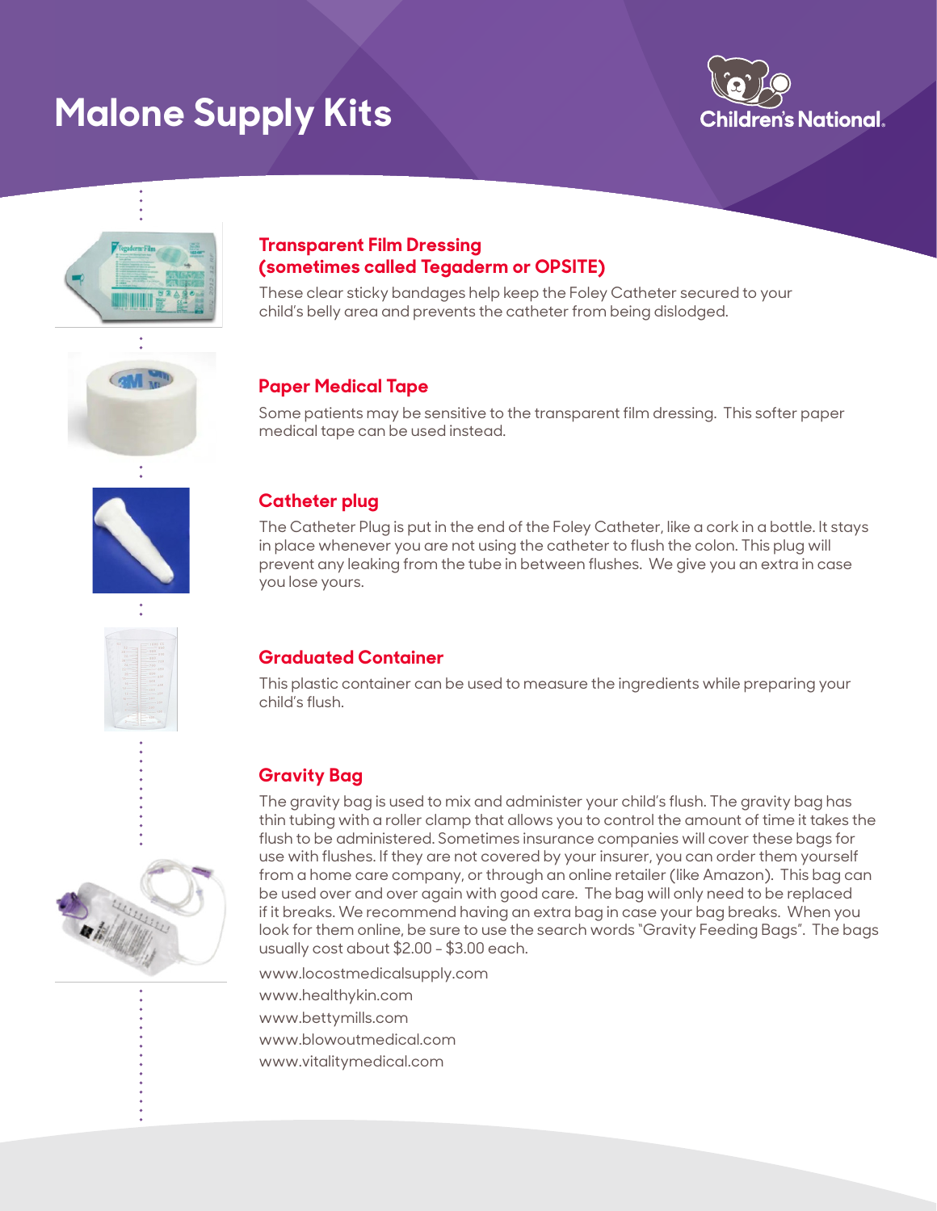# Malone Supply Kits

Children's National.

## Transparent Film Dressing (sometimes called Tegaderm or OPSITE)

These clear sticky bandages help keep the Foley Catheter secured to your child's belly area and prevents the catheter from being dislodged.

## Paper Medical Tape

Some patients may be sensitive to the transparent film dressing. This softer paper medical tape can be used instead.

## Catheter plug

The Catheter Plug is put in the end of the Foley Catheter, like a cork in a bottle. It stays in place whenever you are not using the catheter to flush the colon. This plug will prevent any leaking from the tube in between flushes. We give you an extra in case you lose yours.

## Graduated Container

This plastic container can be used to measure the ingredients while preparing your child's flush.

## Gravity Bag

The gravity bag is used to mix and administer your child's flush. The gravity bag has thin tubing with a roller clamp that allows you to control the amount of time it takes the flush to be administered. Sometimes insurance companies will cover these bags for use with flushes. If they are not covered by your insurer, you can order them yourself from a home care company, or through an online retailer (like Amazon). This bag can be used over and over again with good care. The bag will only need to be replaced if it breaks. We recommend having an extra bag in case your bag breaks. When you look for them online, be sure to use the search words "Gravity Feeding Bags". The bags usually cost about $2.00 - $3.00 each.

www.locostmedicalsupply.com
www.healthykin.com
www.bettymills.com
www.blowoutmedical.com
www.vitalitymedical.com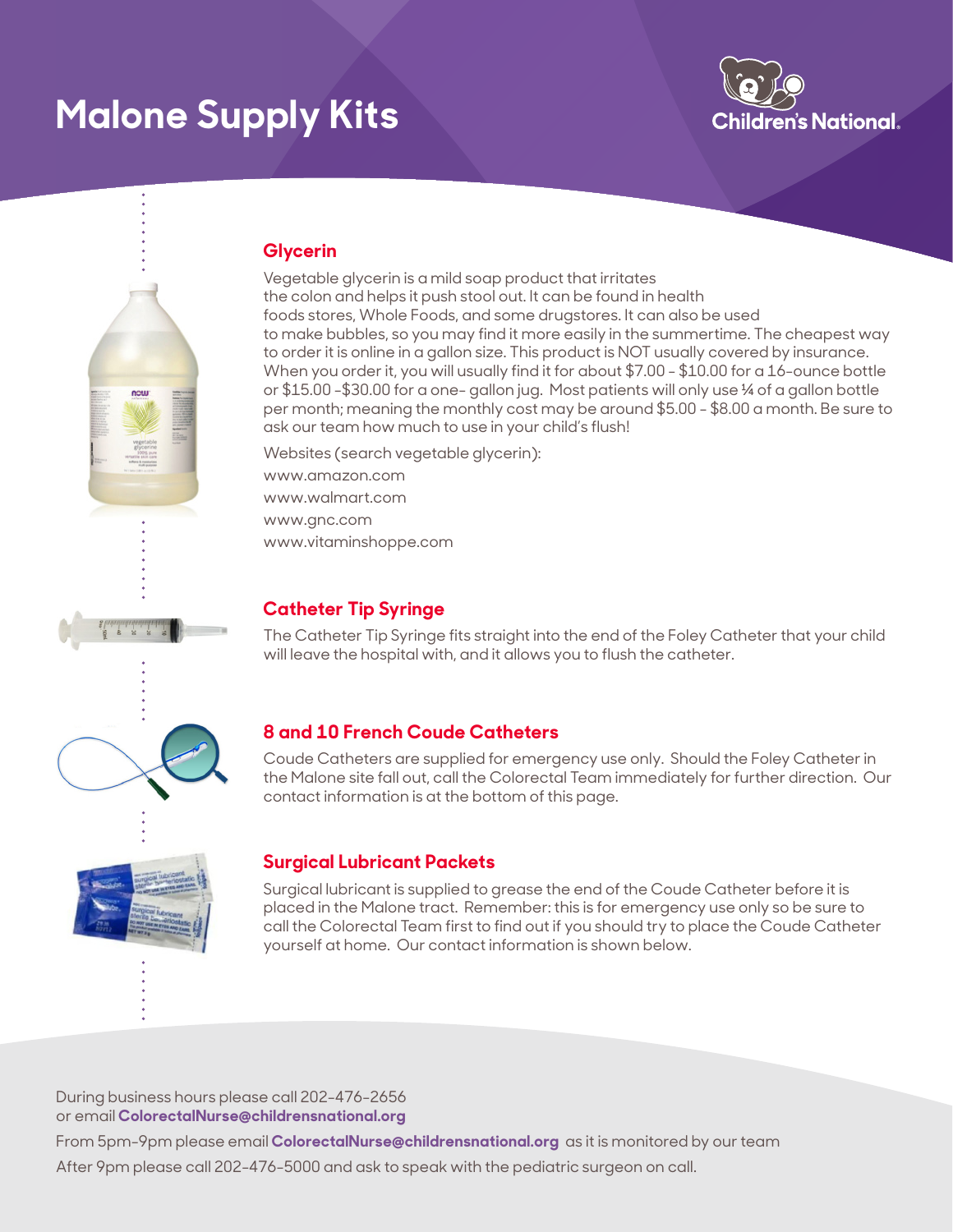# Malone Supply Kits

Children's National.

## Glycerin

Vegetable glycerin is a mild soap product that irritates the colon and helps it push stool out. It can be found in health foods stores, Whole Foods, and some drugstores. It can also be used to make bubbles, so you may find it more easily in the summertime. The cheapest way to order it is online in a gallon size. This product is NOT usually covered by insurance. When you order it, you will usually find it for about $7.00 - $10.00 for a 16-ounce bottle or $15.00 -$30.00 for a one- gallon jug. Most patients will only use ¼ of a gallon bottle per month; meaning the monthly cost may be around $5.00 - $8.00 a month. Be sure to ask our team how much to use in your child's flush!

Websites (search vegetable glycerin):

www.amazon.com

www.walmart.com

www.gnc.com

www.vitaminshoppe.com

## Catheter Tip Syringe

The Catheter Tip Syringe fits straight into the end of the Foley Catheter that your child will leave the hospital with, and it allows you to flush the catheter.

## 8 and 10 French Coude Catheters

Coude Catheters are supplied for emergency use only. Should the Foley Catheter in the Malone site fall out, call the Colorectal Team immediately for further direction. Our contact information is at the bottom of this page.

## Surgical Lubricant Packets

Surgical lubricant is supplied to grease the end of the Coude Catheter before it is placed in the Malone tract. Remember: this is for emergency use only so be sure to call the Colorectal Team first to find out if you should try to place the Coude Catheter yourself at home. Our contact information is shown below.

During business hours please call 202-476-2656
or email **ColorectalNurse@childrensnational.org**

From 5pm-9pm please email **ColorectalNurse@childrensnational.org** as it is monitored by our team

After 9pm please call 202-476-5000 and ask to speak with the pediatric surgeon on call.